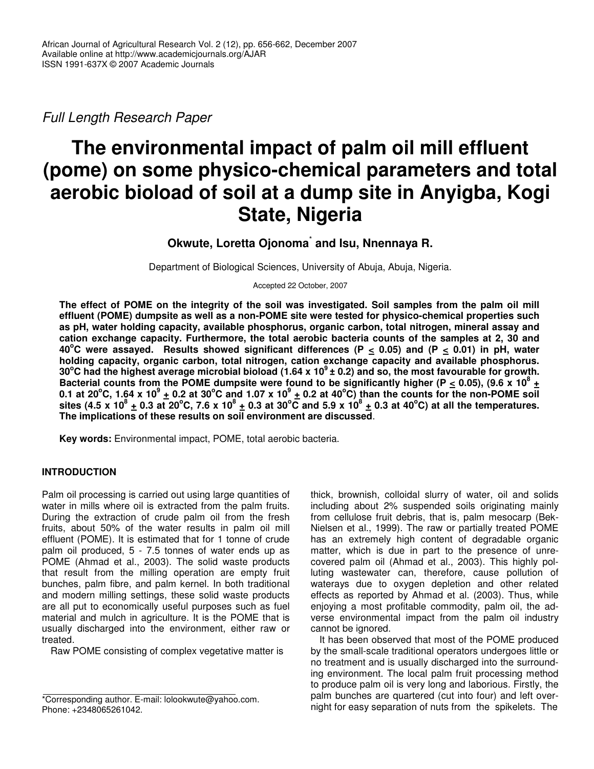*Full Length Research Paper*

# The environmental impact of palm oil mill effluent (pome) on some physico-chemical parameters and total aerobic bioload of soil at a dump site in Anyigba, Kogi State, Nigeria

**Okwute, Loretta Ojonoma* and Isu, Nnennaya R.**

Department of Biological Sciences, University of Abuja, Abuja, Nigeria.

Accepted 22 October, 2007

**The effect of POME on the integrity of the soil was investigated. Soil samples from the palm oil mill effluent (POME) dumpsite as well as a non-POME site were tested for physico-chemical properties such as pH, water holding capacity, available phosphorus, organic carbon, total nitrogen, mineral assay and cation exchange capacity. Furthermore, the total aerobic bacteria counts of the samples at 2, 30 and 40°C were assayed. Results showed significant differences ($P \leq 0.05$) and ($P \leq 0.01$) in pH, water holding capacity, organic carbon, total nitrogen, cation exchange capacity and available phosphorus. 30°C had the highest average microbial bioload ($1.64 \times 10^9 \pm 0.2$) and so, the most favourable for growth. Bacterial counts from the POME dumpsite were found to be significantly higher ($P \leq 0.05$), ($9.6 \times 10^8 \pm 0.1$ at 20°C, $1.64 \times 10^9 \pm 0.2$ at 30°C and $1.07 \times 10^9 \pm 0.2$ at 40°C) than the counts for the non-POME soil sites ($4.5 \times 10^8 \pm 0.3$ at 20°C, $7.6 \times 10^8 \pm 0.3$ at 30°C and $5.9 \times 10^8 \pm 0.3$ at 40°C) at all the temperatures. The implications of these results on soil environment are discussed.**

**Key words:** Environmental impact, POME, total aerobic bacteria.

## INTRODUCTION

Palm oil processing is carried out using large quantities of water in mills where oil is extracted from the palm fruits. During the extraction of crude palm oil from the fresh fruits, about 50% of the water results in palm oil mill effluent (POME). It is estimated that for 1 tonne of crude palm oil produced, 5 - 7.5 tonnes of water ends up as POME (Ahmad et al., 2003). The solid waste products that result from the milling operation are empty fruit bunches, palm fibre, and palm kernel. In both traditional and modern milling settings, these solid waste products are all put to economically useful purposes such as fuel material and mulch in agriculture. It is the POME that is usually discharged into the environment, either raw or treated.

Raw POME consisting of complex vegetative matter is thick, brownish, colloidal slurry of water, oil and solids including about 2% suspended soils originating mainly from cellulose fruit debris, that is, palm mesocarp (Bek-Nielsen et al., 1999). The raw or partially treated POME has an extremely high content of degradable organic matter, which is due in part to the presence of unrecovered palm oil (Ahmad et al., 2003). This highly polluting wastewater can, therefore, cause pollution of waterays due to oxygen depletion and other related effects as reported by Ahmad et al. (2003). Thus, while enjoying a most profitable commodity, palm oil, the adverse environmental impact from the palm oil industry cannot be ignored.

It has been observed that most of the POME produced by the small-scale traditional operators undergoes little or no treatment and is usually discharged into the surrounding environment. The local palm fruit processing method to produce palm oil is very long and laborious. Firstly, the palm bunches are quartered (cut into four) and left overnight for easy separation of nuts from the spikelets. The

*Corresponding author. E-mail: lolookwute@yahoo.com. Phone: +2348065261042.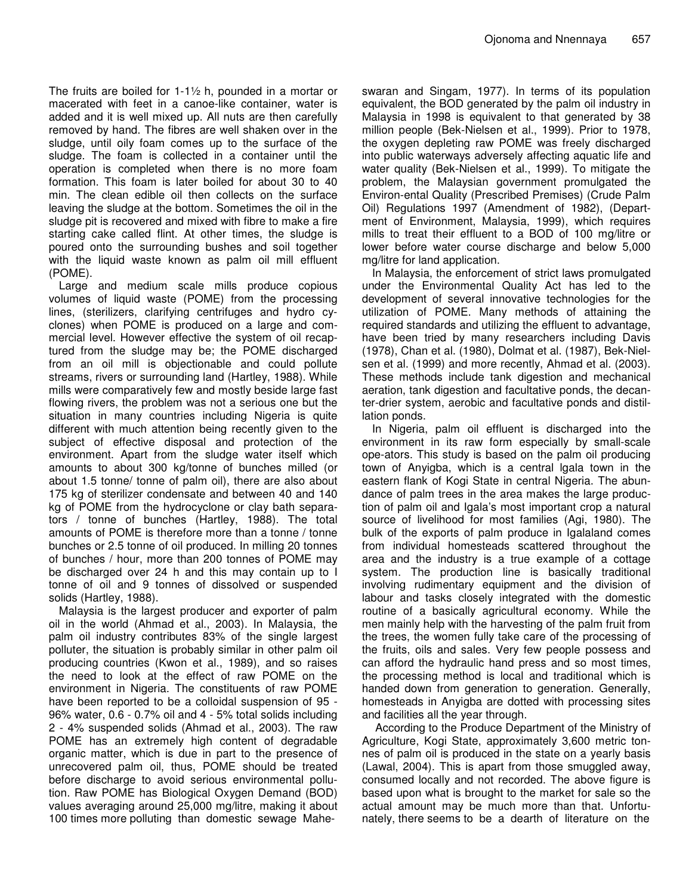The fruits are boiled for 1-1½ h, pounded in a mortar or macerated with feet in a canoe-like container, water is added and it is well mixed up. All nuts are then carefully removed by hand. The fibres are well shaken over in the sludge, until oily foam comes up to the surface of the sludge. The foam is collected in a container until the operation is completed when there is no more foam formation. This foam is later boiled for about 30 to 40 min. The clean edible oil then collects on the surface leaving the sludge at the bottom. Sometimes the oil in the sludge pit is recovered and mixed with fibre to make a fire starting cake called flint. At other times, the sludge is poured onto the surrounding bushes and soil together with the liquid waste known as palm oil mill effluent (POME).

Large and medium scale mills produce copious volumes of liquid waste (POME) from the processing lines, (sterilizers, clarifying centrifuges and hydro cyclones) when POME is produced on a large and commercial level. However effective the system of oil recaptured from the sludge may be; the POME discharged from an oil mill is objectionable and could pollute streams, rivers or surrounding land (Hartley, 1988). While mills were comparatively few and mostly beside large fast flowing rivers, the problem was not a serious one but the situation in many countries including Nigeria is quite different with much attention being recently given to the subject of effective disposal and protection of the environment. Apart from the sludge water itself which amounts to about 300 kg/tonne of bunches milled (or about 1.5 tonne/ tonne of palm oil), there are also about 175 kg of sterilizer condensate and between 40 and 140 kg of POME from the hydrocyclone or clay bath separators / tonne of bunches (Hartley, 1988). The total amounts of POME is therefore more than a tonne / tonne bunches or 2.5 tonne of oil produced. In milling 20 tonnes of bunches / hour, more than 200 tonnes of POME may be discharged over 24 h and this may contain up to I tonne of oil and 9 tonnes of dissolved or suspended solids (Hartley, 1988).

Malaysia is the largest producer and exporter of palm oil in the world (Ahmad et al., 2003). In Malaysia, the palm oil industry contributes 83% of the single largest polluter, the situation is probably similar in other palm oil producing countries (Kwon et al., 1989), and so raises the need to look at the effect of raw POME on the environment in Nigeria. The constituents of raw POME have been reported to be a colloidal suspension of 95 - 96% water, 0.6 - 0.7% oil and 4 - 5% total solids including 2 - 4% suspended solids (Ahmad et al., 2003). The raw POME has an extremely high content of degradable organic matter, which is due in part to the presence of unrecovered palm oil, thus, POME should be treated before discharge to avoid serious environmental pollution. Raw POME has Biological Oxygen Demand (BOD) values averaging around 25,000 mg/litre, making it about 100 times more polluting than domestic sewage Maheswaran and Singam, 1977). In terms of its population equivalent, the BOD generated by the palm oil industry in Malaysia in 1998 is equivalent to that generated by 38 million people (Bek-Nielsen et al., 1999). Prior to 1978, the oxygen depleting raw POME was freely discharged into public waterways adversely affecting aquatic life and water quality (Bek-Nielsen et al., 1999). To mitigate the problem, the Malaysian government promulgated the Environ-ental Quality (Prescribed Premises) (Crude Palm Oil) Regulations 1997 (Amendment of 1982), (Department of Environment, Malaysia, 1999), which requires mills to treat their effluent to a BOD of 100 mg/litre or lower before water course discharge and below 5,000 mg/litre for land application.

In Malaysia, the enforcement of strict laws promulgated under the Environmental Quality Act has led to the development of several innovative technologies for the utilization of POME. Many methods of attaining the required standards and utilizing the effluent to advantage, have been tried by many researchers including Davis (1978), Chan et al. (1980), Dolmat et al. (1987), Bek-Nielsen et al. (1999) and more recently, Ahmad et al. (2003). These methods include tank digestion and mechanical aeration, tank digestion and facultative ponds, the decanter-drier system, aerobic and facultative ponds and distillation ponds.

In Nigeria, palm oil effluent is discharged into the environment in its raw form especially by small-scale ope-ators. This study is based on the palm oil producing town of Anyigba, which is a central Igala town in the eastern flank of Kogi State in central Nigeria. The abundance of palm trees in the area makes the large production of palm oil and Igala's most important crop a natural source of livelihood for most families (Agi, 1980). The bulk of the exports of palm produce in Igalaland comes from individual homesteads scattered throughout the area and the industry is a true example of a cottage system. The production line is basically traditional involving rudimentary equipment and the division of labour and tasks closely integrated with the domestic routine of a basically agricultural economy. While the men mainly help with the harvesting of the palm fruit from the trees, the women fully take care of the processing of the fruits, oils and sales. Very few people possess and can afford the hydraulic hand press and so most times, the processing method is local and traditional which is handed down from generation to generation. Generally, homesteads in Anyigba are dotted with processing sites and facilities all the year through.

According to the Produce Department of the Ministry of Agriculture, Kogi State, approximately 3,600 metric tonnes of palm oil is produced in the state on a yearly basis (Lawal, 2004). This is apart from those smuggled away, consumed locally and not recorded. The above figure is based upon what is brought to the market for sale so the actual amount may be much more than that. Unfortunately, there seems to be a dearth of literature on the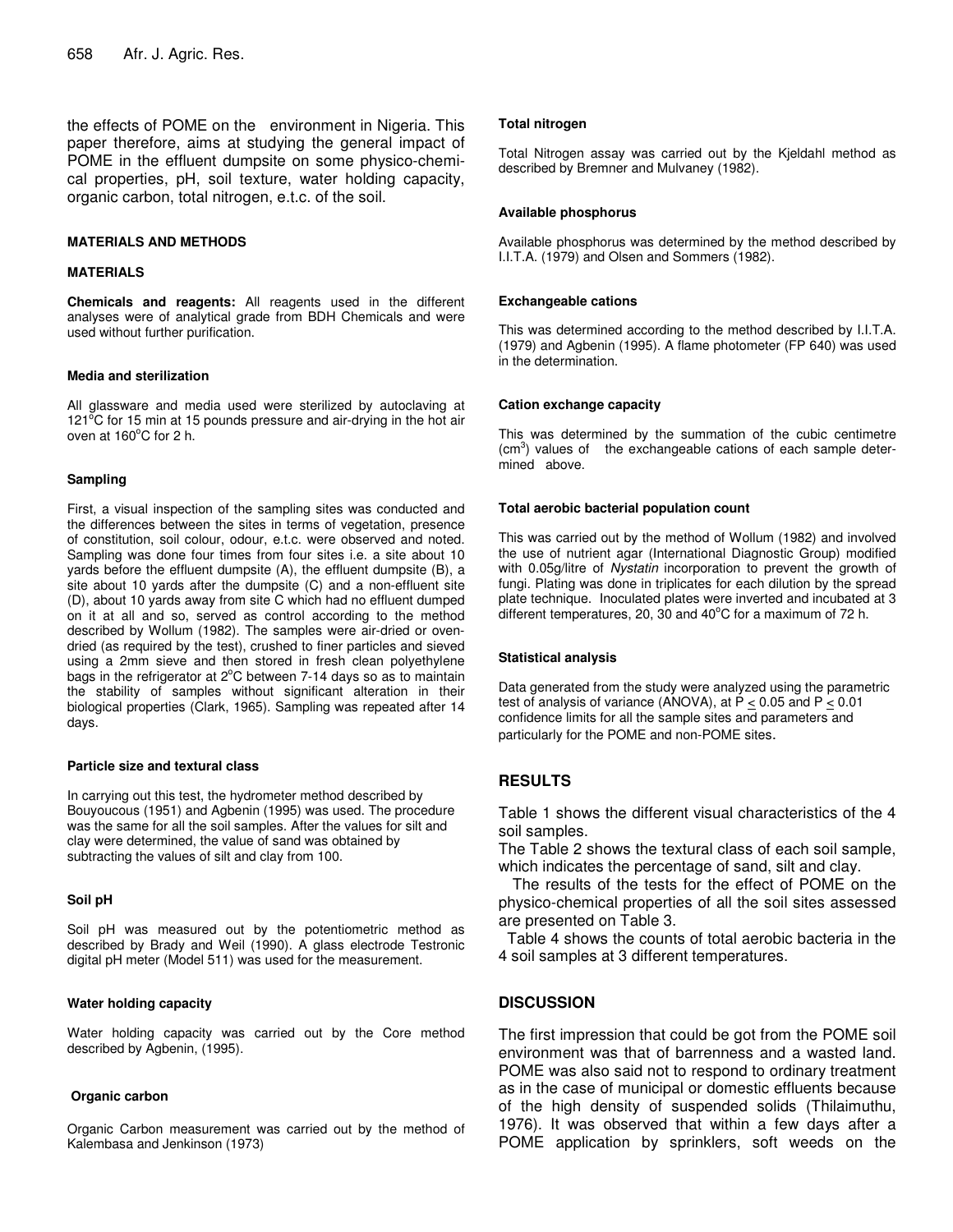the effects of POME on the environment in Nigeria. This paper therefore, aims at studying the general impact of POME in the effluent dumpsite on some physico-chemical properties, pH, soil texture, water holding capacity, organic carbon, total nitrogen, e.t.c. of the soil.

## MATERIALS AND METHODS

### MATERIALS

**Chemicals and reagents:** All reagents used in the different analyses were of analytical grade from BDH Chemicals and were used without further purification.

#### Media and sterilization

All glassware and media used were sterilized by autoclaving at $121^{o}C$ for 15 min at 15 pounds pressure and air-drying in the hot air oven at $160^{o}C$ for 2 h.

#### Sampling

First, a visual inspection of the sampling sites was conducted and the differences between the sites in terms of vegetation, presence of constitution, soil colour, odour, e.t.c. were observed and noted. Sampling was done four times from four sites i.e. a site about 10 yards before the effluent dumpsite (A), the effluent dumpsite (B), a site about 10 yards after the dumpsite (C) and a non-effluent site (D), about 10 yards away from site C which had no effluent dumped on it at all and so, served as control according to the method described by Wollum (1982). The samples were air-dried or oven-dried (as required by the test), crushed to finer particles and sieved using a 2mm sieve and then stored in fresh clean polyethylene bags in the refrigerator at $2^{o}C$ between 7-14 days so as to maintain the stability of samples without significant alteration in their biological properties (Clark, 1965). Sampling was repeated after 14 days.

#### Particle size and textural class

In carrying out this test, the hydrometer method described by Bouyoucous (1951) and Agbenin (1995) was used. The procedure was the same for all the soil samples. After the values for silt and clay were determined, the value of sand was obtained by subtracting the values of silt and clay from 100.

#### Soil pH

Soil pH was measured out by the potentiometric method as described by Brady and Weil (1990). A glass electrode Testronic digital pH meter (Model 511) was used for the measurement.

#### Water holding capacity

Water holding capacity was carried out by the Core method described by Agbenin, (1995).

#### Organic carbon

Organic Carbon measurement was carried out by the method of Kalembasa and Jenkinson (1973)

#### Total nitrogen

Total Nitrogen assay was carried out by the Kjeldahl method as described by Bremner and Mulvaney (1982).

#### Available phosphorus

Available phosphorus was determined by the method described by I.I.T.A. (1979) and Olsen and Sommers (1982).

#### Exchangeable cations

This was determined according to the method described by I.I.T.A. (1979) and Agbenin (1995). A flame photometer (FP 640) was used in the determination.

#### Cation exchange capacity

This was determined by the summation of the cubic centimetre ($cm^3$) values of the exchangeable cations of each sample determined above.

#### Total aerobic bacterial population count

This was carried out by the method of Wollum (1982) and involved the use of nutrient agar (International Diagnostic Group) modified with 0.05g/litre of *Nystatin* incorporation to prevent the growth of fungi. Plating was done in triplicates for each dilution by the spread plate technique. Inoculated plates were inverted and incubated at 3 different temperatures, 20, 30 and $40^{o}C$ for a maximum of 72 h.

#### Statistical analysis

Data generated from the study were analyzed using the parametric test of analysis of variance (ANOVA), at $P \leq 0.05$ and $P \leq 0.01$ confidence limits for all the sample sites and parameters and particularly for the POME and non-POME sites.

## RESULTS

Table 1 shows the different visual characteristics of the 4 soil samples.

The Table 2 shows the textural class of each soil sample, which indicates the percentage of sand, silt and clay.

The results of the tests for the effect of POME on the physico-chemical properties of all the soil sites assessed are presented on Table 3.

Table 4 shows the counts of total aerobic bacteria in the 4 soil samples at 3 different temperatures.

## DISCUSSION

The first impression that could be got from the POME soil environment was that of barrenness and a wasted land. POME was also said not to respond to ordinary treatment as in the case of municipal or domestic effluents because of the high density of suspended solids (Thilaimuthu, 1976). It was observed that within a few days after a POME application by sprinklers, soft weeds on the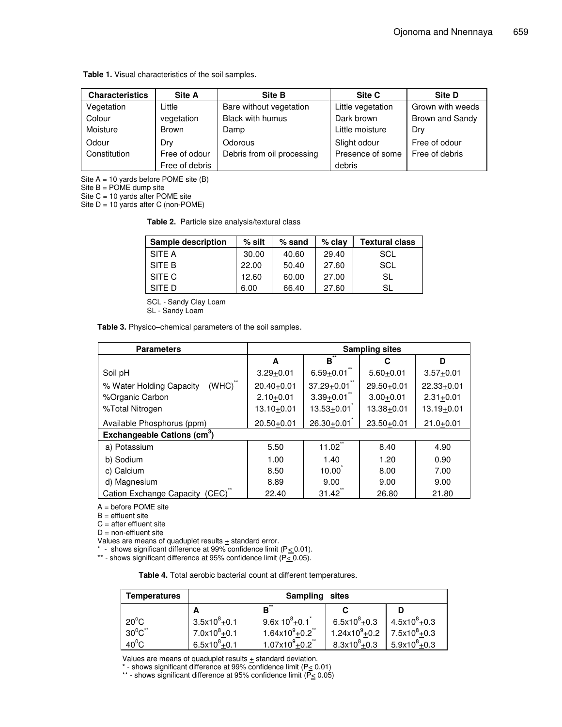**Table 1.** Visual characteristics of the soil samples.

| Characteristics | Site A | Site B | Site C | Site D |
|---|---|---|---|---|
| Vegetation | Little vegetation | Bare without vegetation | Little vegetation | Grown with weeds |
| Colour | Brown | Black with humus | Dark brown | Brown and Sandy |
| Moisture | Dry | Damp | Little moisture | Dry |
| Odour | Free of odour | Odorous | Slight odour | Free of odour |
| Constitution | Free of debris | Debris from oil processing | Presence of some debris | Free of debris |

Site A = 10 yards before POME site (B)
Site B = POME dump site
Site C = 10 yards after POME site
Site D = 10 yards after C (non-POME)

**Table 2.** Particle size analysis/textural class

| Sample description | % silt | % sand | % clay | Textural class |
|---|---|---|---|---|
| SITE A | 30.00 | 40.60 | 29.40 | SCL |
| SITE B | 22.00 | 50.40 | 27.60 | SCL |
| SITE C | 12.60 | 60.00 | 27.00 | SL |
| SITE D | 6.00 | 66.40 | 27.60 | SL |

SCL - Sandy Clay Loam
SL - Sandy Loam

**Table 3.** Physico–chemical parameters of the soil samples.

| Parameters | Sampling sites | | | |
|---|---|---|---|---|
| | A | B** | C | D |
| Soil pH | 3.29±0.01 | 6.59±0.01** | 5.60±0.01 | 3.57±0.01 |
| % Water Holding Capacity (WHC)** | 20.40±0.01 | 37.29±0.01** | 29.50±0.01 | 22.33±0.01 |
| %Organic Carbon | 2.10±0.01 | 3.39±0.01** | 3.00±0.01 | 2.31±0.01 |
| %Total Nitrogen | 13.10±0.01 | 13.53±0.01* | 13.38±0.01 | 13.19±0.01 |
| Available Phosphorus (ppm) | 20.50±0.01 | 26.30±0.01* | 23.50±0.01 | 21.0±0.01 |
| **Exchangeable Cations ($cm^3$)** | | | | |
| a) Potassium | 5.50 | 11.02** | 8.40 | 4.90 |
| b) Sodium | 1.00 | 1.40 | 1.20 | 0.90 |
| c) Calcium | 8.50 | 10.00* | 8.00 | 7.00 |
| d) Magnesium | 8.89 | 9.00 | 9.00 | 9.00 |
| Cation Exchange Capacity (CEC)** | 22.40 | 31.42** | 26.80 | 21.80 |

A = before POME site
B = effluent site
C = after effluent site
D = non-effluent site
Values are means of quaduplet results ± standard error.
* - shows significant difference at 99% confidence limit ($P \leq 0.01$).
** - shows significant difference at 95% confidence limit ($P \leq 0.05$).

**Table 4.** Total aerobic bacterial count at different temperatures.

| Temperatures | Sampling sites | | | |
|---|---|---|---|---|
| | A | B** | C | D |
| $20^0C$ | $3.5x10^8 \pm 0.1$ | $9.6x\ 10^8 \pm 0.1$* | $6.5x10^8 \pm 0.3$ | $4.5x10^8 \pm 0.3$ |
| $30^0C$** | $7.0x10^8 \pm 0.1$ | $1.64x10^9 \pm 0.2$** | $1.24x10^9 \pm 0.2$ | $7.5x10^8 \pm 0.3$ |
| $40^0C$ | $6.5x10^8 \pm 0.1$ | $1.07x10^9 \pm 0.2$** | $8.3x10^8 \pm 0.3$ | $5.9x10^8 \pm 0.3$ |

Values are means of quaduplet results ± standard deviation.
* - shows significant difference at 99% confidence limit ($P \leq 0.01$)
** - shows significant difference at 95% confidence limit ($P \leq 0.05$)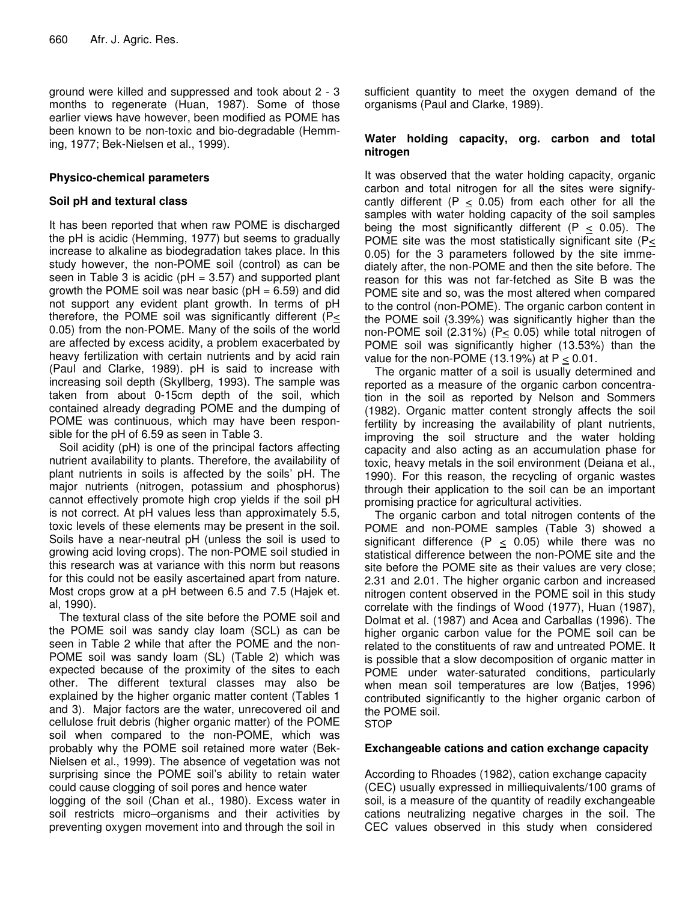ground were killed and suppressed and took about 2 - 3 months to regenerate (Huan, 1987). Some of those earlier views have however, been modified as POME has been known to be non-toxic and bio-degradable (Hemming, 1977; Bek-Nielsen et al., 1999).

### Physico-chemical parameters

### Soil pH and textural class

It has been reported that when raw POME is discharged the pH is acidic (Hemming, 1977) but seems to gradually increase to alkaline as biodegradation takes place. In this study however, the non-POME soil (control) as can be seen in Table 3 is acidic (pH = 3.57) and supported plant growth the POME soil was near basic (pH = 6.59) and did not support any evident plant growth. In terms of pH therefore, the POME soil was significantly different ($P \leq 0.05$) from the non-POME. Many of the soils of the world are affected by excess acidity, a problem exacerbated by heavy fertilization with certain nutrients and by acid rain (Paul and Clarke, 1989). pH is said to increase with increasing soil depth (Skyllberg, 1993). The sample was taken from about 0-15cm depth of the soil, which contained already degrading POME and the dumping of POME was continuous, which may have been responsible for the pH of 6.59 as seen in Table 3.

Soil acidity (pH) is one of the principal factors affecting nutrient availability to plants. Therefore, the availability of plant nutrients in soils is affected by the soils' pH. The major nutrients (nitrogen, potassium and phosphorus) cannot effectively promote high crop yields if the soil pH is not correct. At pH values less than approximately 5.5, toxic levels of these elements may be present in the soil. Soils have a near-neutral pH (unless the soil is used to growing acid loving crops). The non-POME soil studied in this research was at variance with this norm but reasons for this could not be easily ascertained apart from nature. Most crops grow at a pH between 6.5 and 7.5 (Hajek et. al, 1990).

The textural class of the site before the POME soil and the POME soil was sandy clay loam (SCL) as can be seen in Table 2 while that after the POME and the non-POME soil was sandy loam (SL) (Table 2) which was expected because of the proximity of the sites to each other. The different textural classes may also be explained by the higher organic matter content (Tables 1 and 3). Major factors are the water, unrecovered oil and cellulose fruit debris (higher organic matter) of the POME soil when compared to the non-POME, which was probably why the POME soil retained more water (Bek-Nielsen et al., 1999). The absence of vegetation was not surprising since the POME soil's ability to retain water could cause clogging of soil pores and hence water logging of the soil (Chan et al., 1980). Excess water in soil restricts micro–organisms and their activities by preventing oxygen movement into and through the soil in sufficient quantity to meet the oxygen demand of the organisms (Paul and Clarke, 1989).

### Water holding capacity, org. carbon and total nitrogen

It was observed that the water holding capacity, organic carbon and total nitrogen for all the sites were significantly different ($P \leq 0.05$) from each other for all the samples with water holding capacity of the soil samples being the most significantly different ($P \leq 0.05$). The POME site was the most statistically significant site ($P \leq 0.05$) for the 3 parameters followed by the site immediately after, the non-POME and then the site before. The reason for this was not far-fetched as Site B was the POME site and so, was the most altered when compared to the control (non-POME). The organic carbon content in the POME soil (3.39%) was significantly higher than the non-POME soil (2.31%) ($P \leq 0.05$) while total nitrogen of POME soil was significantly higher (13.53%) than the value for the non-POME (13.19%) at $P \leq 0.01$.

The organic matter of a soil is usually determined and reported as a measure of the organic carbon concentration in the soil as reported by Nelson and Sommers (1982). Organic matter content strongly affects the soil fertility by increasing the availability of plant nutrients, improving the soil structure and the water holding capacity and also acting as an accumulation phase for toxic, heavy metals in the soil environment (Deiana et al., 1990). For this reason, the recycling of organic wastes through their application to the soil can be an important promising practice for agricultural activities.

The organic carbon and total nitrogen contents of the POME and non-POME samples (Table 3) showed a significant difference ($P \leq 0.05$) while there was no statistical difference between the non-POME site and the site before the POME site as their values are very close; 2.31 and 2.01. The higher organic carbon and increased nitrogen content observed in the POME soil in this study correlate with the findings of Wood (1977), Huan (1987), Dolmat et al. (1987) and Acea and Carballas (1996). The higher organic carbon value for the POME soil can be related to the constituents of raw and untreated POME. It is possible that a slow decomposition of organic matter in POME under water-saturated conditions, particularly when mean soil temperatures are low (Batjes, 1996) contributed significantly to the higher organic carbon of the POME soil.
STOP

### Exchangeable cations and cation exchange capacity

According to Rhoades (1982), cation exchange capacity (CEC) usually expressed in milliequivalents/100 grams of soil, is a measure of the quantity of readily exchangeable cations neutralizing negative charges in the soil. The CEC values observed in this study when considered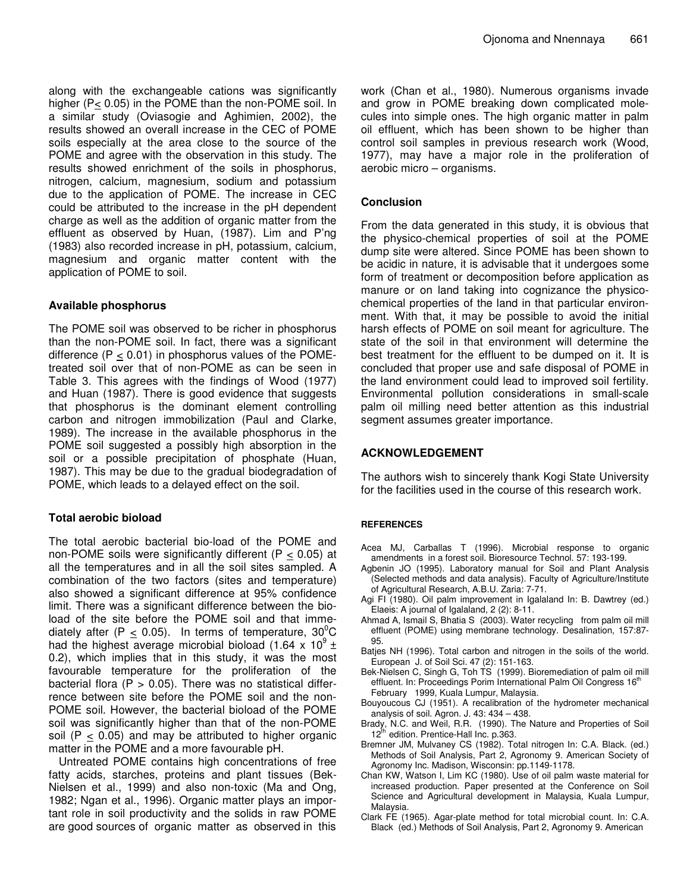along with the exchangeable cations was significantly higher ($P \leq 0.05$) in the POME than the non-POME soil. In a similar study (Oviasogie and Aghimien, 2002), the results showed an overall increase in the CEC of POME soils especially at the area close to the source of the POME and agree with the observation in this study. The results showed enrichment of the soils in phosphorus, nitrogen, calcium, magnesium, sodium and potassium due to the application of POME. The increase in CEC could be attributed to the increase in the pH dependent charge as well as the addition of organic matter from the effluent as observed by Huan, (1987). Lim and P'ng (1983) also recorded increase in pH, potassium, calcium, magnesium and organic matter content with the application of POME to soil.

### Available phosphorus

The POME soil was observed to be richer in phosphorus than the non-POME soil. In fact, there was a significant difference ($P \leq 0.01$) in phosphorus values of the POME-treated soil over that of non-POME as can be seen in Table 3. This agrees with the findings of Wood (1977) and Huan (1987). There is good evidence that suggests that phosphorus is the dominant element controlling carbon and nitrogen immobilization (Paul and Clarke, 1989). The increase in the available phosphorus in the POME soil suggested a possibly high absorption in the soil or a possible precipitation of phosphate (Huan, 1987). This may be due to the gradual biodegradation of POME, which leads to a delayed effect on the soil.

### Total aerobic bioload

The total aerobic bacterial bio-load of the POME and non-POME soils were significantly different ($P \leq 0.05$) at all the temperatures and in all the soil sites sampled. A combination of the two factors (sites and temperature) also showed a significant difference at 95% confidence limit. There was a significant difference between the bio-load of the site before the POME soil and that immediately after ($P \leq 0.05$). In terms of temperature, $30^0C$ had the highest average microbial bioload ($1.64 \times 10^9 \pm 0.2$), which implies that in this study, it was the most favourable temperature for the proliferation of the bacterial flora ($P > 0.05$). There was no statistical difference between site before the POME soil and the non-POME soil. However, the bacterial bioload of the POME soil was significantly higher than that of the non-POME soil ($P \leq 0.05$) and may be attributed to higher organic matter in the POME and a more favourable pH.

Untreated POME contains high concentrations of free fatty acids, starches, proteins and plant tissues (Bek-Nielsen et al., 1999) and also non-toxic (Ma and Ong, 1982; Ngan et al., 1996). Organic matter plays an important role in soil productivity and the solids in raw POME are good sources of organic matter as observed in this work (Chan et al., 1980). Numerous organisms invade and grow in POME breaking down complicated molecules into simple ones. The high organic matter in palm oil effluent, which has been shown to be higher than control soil samples in previous research work (Wood, 1977), may have a major role in the proliferation of aerobic micro – organisms.

## Conclusion

From the data generated in this study, it is obvious that the physico-chemical properties of soil at the POME dump site were altered. Since POME has been shown to be acidic in nature, it is advisable that it undergoes some form of treatment or decomposition before application as manure or on land taking into cognizance the physico-chemical properties of the land in that particular environment. With that, it may be possible to avoid the initial harsh effects of POME on soil meant for agriculture. The state of the soil in that environment will determine the best treatment for the effluent to be dumped on it. It is concluded that proper use and safe disposal of POME in the land environment could lead to improved soil fertility. Environmental pollution considerations in small-scale palm oil milling need better attention as this industrial segment assumes greater importance.

## ACKNOWLEDGEMENT

The authors wish to sincerely thank Kogi State University for the facilities used in the course of this research work.

## REFERENCES

Acea MJ, Carballas T (1996). Microbial response to organic amendments in a forest soil. Bioresource Technol. 57: 193-199.

Agbenin JO (1995). Laboratory manual for Soil and Plant Analysis (Selected methods and data analysis). Faculty of Agriculture/Institute of Agricultural Research, A.B.U. Zaria: 7-71.

Agi FI (1980). Oil palm improvement in Igalaland In: B. Dawtrey (ed.) Elaeis: A journal of Igalaland, 2 (2): 8-11.

Ahmad A, Ismail S, Bhatia S (2003). Water recycling from palm oil mill effluent (POME) using membrane technology. Desalination, 157:87-95.

Batjes NH (1996). Total carbon and nitrogen in the soils of the world. European J. of Soil Sci. 47 (2): 151-163.

Bek-Nielsen C, Singh G, Toh TS (1999). Bioremediation of palm oil mill effluent. In: Proceedings Porim International Palm Oil Congress 16th February 1999, Kuala Lumpur, Malaysia.

Bouyoucous CJ (1951). A recalibration of the hydrometer mechanical analysis of soil. Agron. J. 43: 434 – 438.

Brady, N.C. and Weil, R.R. (1990). The Nature and Properties of Soil 12th edition. Prentice-Hall Inc. p.363.

Bremner JM, Mulvaney CS (1982). Total nitrogen In: C.A. Black. (ed.) Methods of Soil Analysis, Part 2, Agronomy 9. American Society of Agronomy Inc. Madison, Wisconsin: pp.1149-1178.

Chan KW, Watson I, Lim KC (1980). Use of oil palm waste material for increased production. Paper presented at the Conference on Soil Science and Agricultural development in Malaysia, Kuala Lumpur, Malaysia.

Clark FE (1965). Agar-plate method for total microbial count. In: C.A. Black (ed.) Methods of Soil Analysis, Part 2, Agronomy 9. American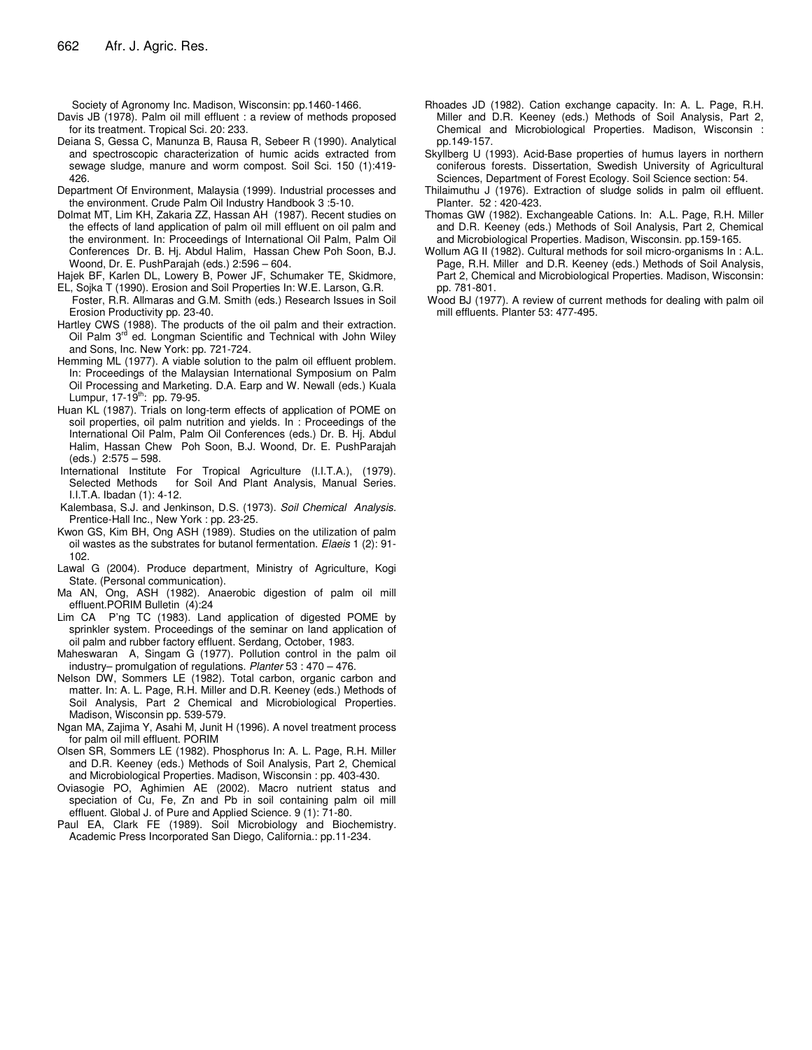Society of Agronomy Inc. Madison, Wisconsin: pp.1460-1466.

Davis JB (1978). Palm oil mill effluent : a review of methods proposed for its treatment. Tropical Sci. 20: 233.

Deiana S, Gessa C, Manunza B, Rausa R, Sebeer R (1990). Analytical and spectroscopic characterization of humic acids extracted from sewage sludge, manure and worm compost. Soil Sci. 150 (1):419-426.

Department Of Environment, Malaysia (1999). Industrial processes and the environment. Crude Palm Oil Industry Handbook 3 :5-10.

Dolmat MT, Lim KH, Zakaria ZZ, Hassan AH (1987). Recent studies on the effects of land application of palm oil mill effluent on oil palm and the environment. In: Proceedings of International Oil Palm, Palm Oil Conferences Dr. B. Hj. Abdul Halim, Hassan Chew Poh Soon, B.J. Woond, Dr. E. PushParajah (eds.) 2:596 – 604.

Hajek BF, Karlen DL, Lowery B, Power JF, Schumaker TE, Skidmore, EL, Sojka T (1990). Erosion and Soil Properties In: W.E. Larson, G.R. Foster, R.R. Allmaras and G.M. Smith (eds.) Research Issues in Soil Erosion Productivity pp. 23-40.

Hartley CWS (1988). The products of the oil palm and their extraction. Oil Palm 3rd ed. Longman Scientific and Technical with John Wiley and Sons, Inc. New York: pp. 721-724.

Hemming ML (1977). A viable solution to the palm oil effluent problem. In: Proceedings of the Malaysian International Symposium on Palm Oil Processing and Marketing. D.A. Earp and W. Newall (eds.) Kuala Lumpur, 17-19th: pp. 79-95.

Huan KL (1987). Trials on long-term effects of application of POME on soil properties, oil palm nutrition and yields. In : Proceedings of the International Oil Palm, Palm Oil Conferences (eds.) Dr. B. Hj. Abdul Halim, Hassan Chew Poh Soon, B.J. Woond, Dr. E. PushParajah (eds.) 2:575 – 598.

International Institute For Tropical Agriculture (I.I.T.A.), (1979). Selected Methods for Soil And Plant Analysis, Manual Series. I.I.T.A. Ibadan (1): 4-12.

Kalembasa, S.J. and Jenkinson, D.S. (1973). *Soil Chemical Analysis*. Prentice-Hall Inc., New York : pp. 23-25.

Kwon GS, Kim BH, Ong ASH (1989). Studies on the utilization of palm oil wastes as the substrates for butanol fermentation. *Elaeis* 1 (2): 91-102.

Lawal G (2004). Produce department, Ministry of Agriculture, Kogi State. (Personal communication).

Ma AN, Ong, ASH (1982). Anaerobic digestion of palm oil mill effluent.PORIM Bulletin (4):24

Lim CA P'ng TC (1983). Land application of digested POME by sprinkler system. Proceedings of the seminar on land application of oil palm and rubber factory effluent. Serdang, October, 1983.

Maheswaran A, Singam G (1977). Pollution control in the palm oil industry– promulgation of regulations. *Planter* 53 : 470 – 476.

Nelson DW, Sommers LE (1982). Total carbon, organic carbon and matter. In: A. L. Page, R.H. Miller and D.R. Keeney (eds.) Methods of Soil Analysis, Part 2 Chemical and Microbiological Properties. Madison, Wisconsin pp. 539-579.

Ngan MA, Zajima Y, Asahi M, Junit H (1996). A novel treatment process for palm oil mill effluent. PORIM

Olsen SR, Sommers LE (1982). Phosphorus In: A. L. Page, R.H. Miller and D.R. Keeney (eds.) Methods of Soil Analysis, Part 2, Chemical and Microbiological Properties. Madison, Wisconsin : pp. 403-430.

Oviasogie PO, Aghimien AE (2002). Macro nutrient status and speciation of Cu, Fe, Zn and Pb in soil containing palm oil mill effluent. Global J. of Pure and Applied Science. 9 (1): 71-80.

Paul EA, Clark FE (1989). Soil Microbiology and Biochemistry. Academic Press Incorporated San Diego, California.: pp.11-234.

Rhoades JD (1982). Cation exchange capacity. In: A. L. Page, R.H. Miller and D.R. Keeney (eds.) Methods of Soil Analysis, Part 2, Chemical and Microbiological Properties. Madison, Wisconsin : pp.149-157.

Skyllberg U (1993). Acid-Base properties of humus layers in northern coniferous forests. Dissertation, Swedish University of Agricultural Sciences, Department of Forest Ecology. Soil Science section: 54.

Thilaimuthu J (1976). Extraction of sludge solids in palm oil effluent. Planter. 52 : 420-423.

Thomas GW (1982). Exchangeable Cations. In: A.L. Page, R.H. Miller and D.R. Keeney (eds.) Methods of Soil Analysis, Part 2, Chemical and Microbiological Properties. Madison, Wisconsin. pp.159-165.

Wollum AG II (1982). Cultural methods for soil micro-organisms In : A.L. Page, R.H. Miller and D.R. Keeney (eds.) Methods of Soil Analysis, Part 2, Chemical and Microbiological Properties. Madison, Wisconsin: pp. 781-801.

Wood BJ (1977). A review of current methods for dealing with palm oil mill effluents. Planter 53: 477-495.